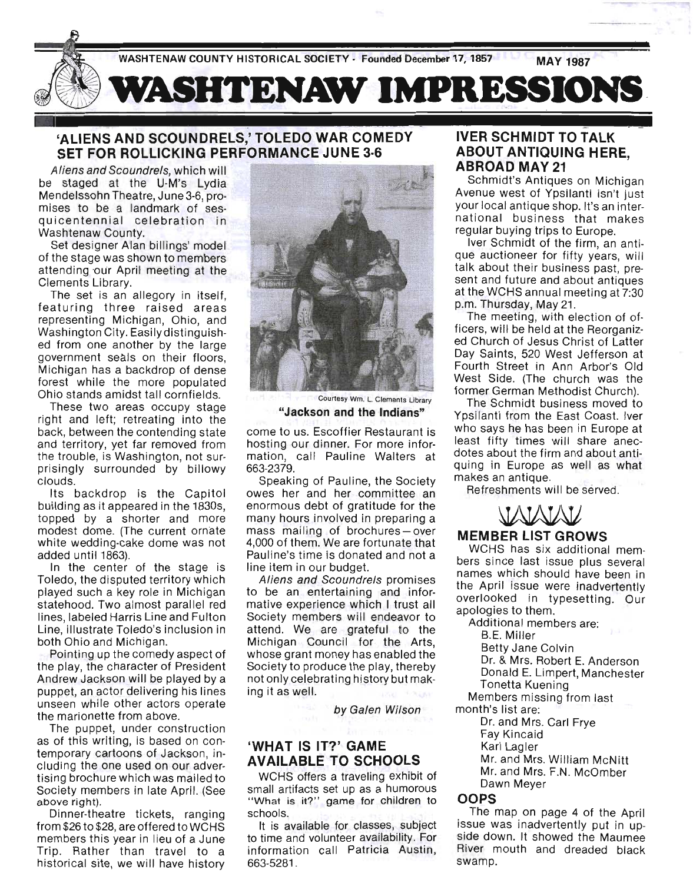WASHTENAW COUNTY HISTORICAL SOCIETY · Founded December 17, 1857 MAY 1987

# WASHTENAW IMPRESSIONS

## 'ALIENS AND SCOUNDRELS,' TOLEDO WAR COMEDY SET FOR ROLLICKING PERFORMANCE JUNE 3-6

*Aliens and Scoundrels*, which will be staged at the U-M's Lydia Mendelssohn Theatre, June 3-6, promises to be a landmark of sesquicentennial celebration in Washtenaw County.

Set designer Alan billings' model of the stage was shown to members attending our April meeting at the Clements Library.

The set is an allegory in itself, featuring three raised areas representing Michigan, Ohio, and Washington City. Easily distinguished from one another by the large government seals on their floors, Michigan has a backdrop of dense forest while the more populated Ohio stands amidst tall cornfields.

These two areas occupy stage right and left; retreating into the back, between the contending state and territory, yet far removed from the trouble, is Washington, not surprisingly surrounded by billowy clouds.

Its backdrop is the Capitol building as it appeared in the 1830s, topped by a shorter and more modest dome. (The current ornate white wedding-cake dome was not added until 1863).

In the center of the stage is Toledo, the disputed territory which played such a key role in Michigan statehood. Two almost parallel red lines, labeled Harris Line and Fulton Line, illustrate Toledo's inclusion in both Ohio and Michigan.

Pointing up the comedy aspect of the play, the character of President Andrew Jackson will be played by a puppet, an actor delivering his lines unseen while other actors operate the marionette from above.

The puppet, under construction as of this writing, is based on contemporary cartoons of Jackson, including the one used on our advertising brochure which was mailed to Society members in late April. (See above right).

Dinner-theatre tickets, ranging from $26 to $28, are offered to WCHS members this year in lieu of a June Trip. Rather than travel to a historical site, we will have history come to us. Escoffier Restaurant is hosting our dinner. For more information, call Pauline Walters at 663-2379.

Courtesy Wm. L. Clements Library

**"Jackson and the Indians"**

Speaking of Pauline, the Society owes her and her committee an enormous debt of gratitude for the many hours involved in preparing a mass mailing of brochures—over 4,000 of them. We are fortunate that Pauline's time is donated and not a line item in our budget.

*Aliens and Scoundrels* promises to be an entertaining and informative experience which I trust all Society members will endeavor to attend. We are grateful to the Michigan Council for the Arts, whose grant money has enabled the Society to produce the play, thereby not only celebrating history but making it as well.

*by Galen Wilson*

## 'WHAT IS IT?' GAME AVAILABLE TO SCHOOLS

WCHS offers a traveling exhibit of small artifacts set up as a humorous "What is it?" game for children to schools.

It is available for classes, subject to time and volunteer availability. For information call Patricia Austin, 663-5281.

## IVER SCHMIDT TO TALK ABOUT ANTIQUING HERE, ABROAD MAY 21

Schmidt's Antiques on Michigan Avenue west of Ypsilanti isn't just your local antique shop. It's an international business that makes regular buying trips to Europe.

Iver Schmidt of the firm, an antique auctioneer for fifty years, will talk about their business past, present and future and about antiques at the WCHS annual meeting at 7:30 p.m. Thursday, May 21.

The meeting, with election of officers, will be held at the Reorganized Church of Jesus Christ of Latter Day Saints, 520 West Jefferson at Fourth Street in Ann Arbor's Old West Side. (The church was the former German Methodist Church).

The Schmidt business moved to Ypsilanti from the East Coast. Iver who says he has been in Europe at least fifty times will share anecdotes about the firm and about antiquing in Europe as well as what makes an antique.

Refreshments will be served.

## MEMBER LIST GROWS

WCHS has six additional members since last issue plus several names which should have been in the April issue were inadvertently overlooked in typesetting. Our apologies to them.

Additional members are:

- B.E. Miller
- Betty Jane Colvin
- Dr. & Mrs. Robert E. Anderson
- Donald E. Limpert, Manchester
- Tonetta Kuening

Members missing from last month's list are:

- Dr. and Mrs. Carl Frye
- Fay Kincaid
- Karl Lagler
- Mr. and Mrs. William McNitt
- Mr. and Mrs. F.N. McOmber
- Dawn Meyer

## OOPS

The map on page 4 of the April issue was inadvertently put in upside down. It showed the Maumee River mouth and dreaded black swamp.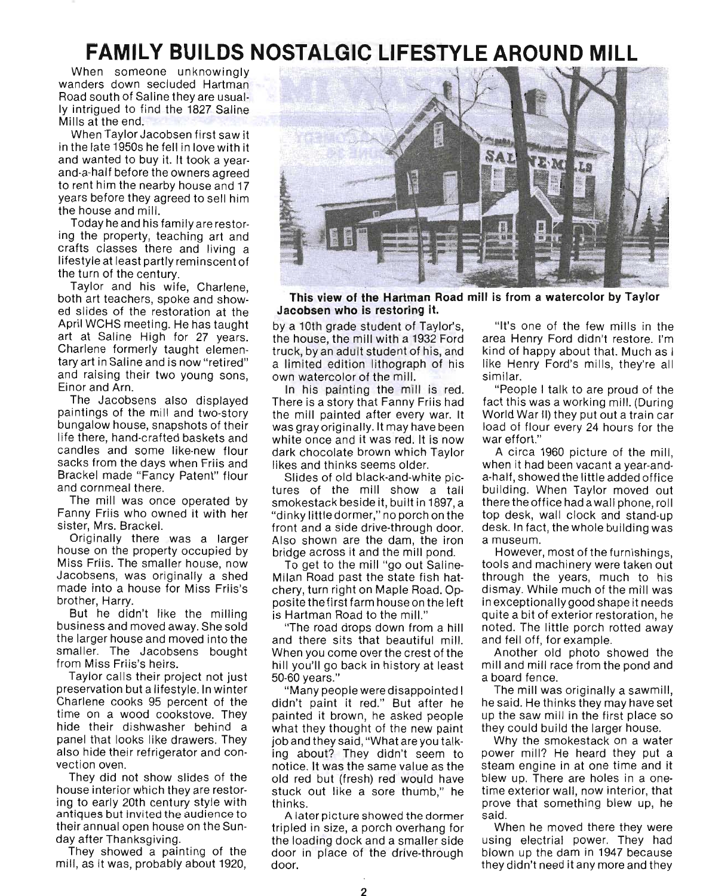# FAMILY BUILDS NOSTALGIC LIFESTYLE AROUND MILL

When someone unknowingly wanders down secluded Hartman Road south of Saline they are usually intrigued to find the 1827 Saline Mills at the end.

When Taylor Jacobsen first saw it in the late 1950s he fell in love with it and wanted to buy it. It took a year-and-a-half before the owners agreed to rent him the nearby house and 17 years before they agreed to sell him the house and mill.

Today he and his family are restoring the property, teaching art and crafts classes there and living a lifestyle at least partly reminscent of the turn of the century.

Taylor and his wife, Charlene, both art teachers, spoke and showed slides of the restoration at the April WCHS meeting. He has taught art at Saline High for 27 years. Charlene formerly taught elementary art in Saline and is now "retired" and raising their two young sons, Einor and Arn.

The Jacobsens also displayed paintings of the mill and two-story bungalow house, snapshots of their life there, hand-crafted baskets and candles and some like-new flour sacks from the days when Friis and Brackel made "Fancy Patent" flour and cornmeal there.

The mill was once operated by Fanny Friis who owned it with her sister, Mrs. Brackel.

Originally there was a larger house on the property occupied by Miss Friis. The smaller house, now Jacobsens, was originally a shed made into a house for Miss Friis's brother, Harry.

But he didn't like the milling business and moved away. She sold the larger house and moved into the smaller. The Jacobsens bought from Miss Friis's heirs.

Taylor calls their project not just preservation but a lifestyle. In winter Charlene cooks 95 percent of the time on a wood cookstove. They hide their dishwasher behind a panel that looks like drawers. They also hide their refrigerator and convection oven.

They did not show slides of the house interior which they are restoring to early 20th century style with antiques but invited the audience to their annual open house on the Sunday after Thanksgiving.

They showed a painting of the mill, as it was, probably about 1920, by a 10th grade student of Taylor's, the house, the mill with a 1932 Ford truck, by an adult student of his, and a limited edition lithograph of his own watercolor of the mill.

**This view of the Hartman Road mill is from a watercolor by Taylor Jacobsen who is restoring it.**

In his painting the mill is red. There is a story that Fanny Friis had the mill painted after every war. It was gray originally. It may have been white once and it was red. It is now dark chocolate brown which Taylor likes and thinks seems older.

Slides of old black-and-white pictures of the mill show a tall smokestack beside it, built in 1897, a "dinky little dormer," no porch on the front and a side drive-through door. Also shown are the dam, the iron bridge across it and the mill pond.

To get to the mill "go out Saline-Milan Road past the state fish hatchery, turn right on Maple Road. Opposite the first farm house on the left is Hartman Road to the mill."

"The road drops down from a hill and there sits that beautiful mill. When you come over the crest of the hill you'll go back in history at least 50-60 years."

"Many people were disappointed I didn't paint it red." But after he painted it brown, he asked people what they thought of the new paint job and they said, "What are you talking about? They didn't seem to notice. It was the same value as the old red but (fresh) red would have stuck out like a sore thumb," he thinks.

A later picture showed the dormer tripled in size, a porch overhang for the loading dock and a smaller side door in place of the drive-through door.

"It's one of the few mills in the area Henry Ford didn't restore. I'm kind of happy about that. Much as I like Henry Ford's mills, they're all similar.

"People I talk to are proud of the fact this was a working mill. (During World War II) they put out a train car load of flour every 24 hours for the war effort."

A circa 1960 picture of the mill, when it had been vacant a year-and-a-half, showed the little added office building. When Taylor moved out there the office had a wall phone, roll top desk, wall clock and stand-up desk. In fact, the whole building was a museum.

However, most of the furnishings, tools and machinery were taken out through the years, much to his dismay. While much of the mill was in exceptionally good shape it needs quite a bit of exterior restoration, he noted. The little porch rotted away and fell off, for example.

Another old photo showed the mill and mill race from the pond and a board fence.

The mill was originally a sawmill, he said. He thinks they may have set up the saw mill in the first place so they could build the larger house.

Why the smokestack on a water power mill? He heard they put a steam engine in at one time and it blew up. There are holes in a one-time exterior wall, now interior, that prove that something blew up, he said.

When he moved there they were using electrial power. They had blown up the dam in 1947 because they didn't need it any more and they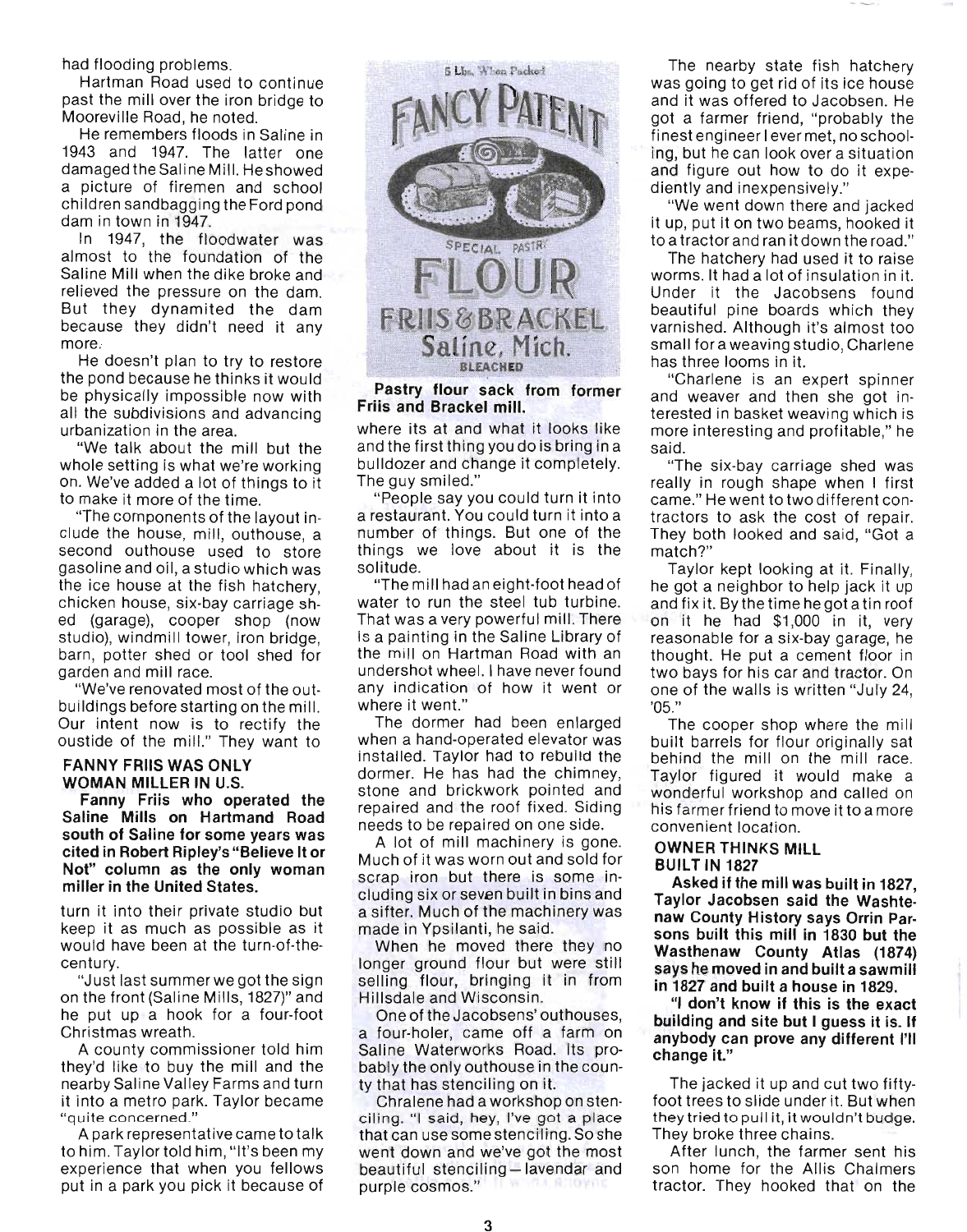had flooding problems.

Hartman Road used to continue past the mill over the iron bridge to Mooreville Road, he noted.

He remembers floods in Saline in 1943 and 1947. The latter one damaged the Saline Mill. He showed a picture of firemen and school children sandbagging the Ford pond dam in town in 1947.

In 1947, the floodwater was almost to the foundation of the Saline Mill when the dike broke and relieved the pressure on the dam. But they dynamited the dam because they didn't need it any more.

He doesn't plan to try to restore the pond because he thinks it would be physically impossible now with all the subdivisions and advancing urbanization in the area.

"We talk about the mill but the whole setting is what we're working on. We've added a lot of things to it to make it more of the time.

"The components of the layout include the house, mill, outhouse, a second outhouse used to store gasoline and oil, a studio which was the ice house at the fish hatchery, chicken house, six-bay carriage shed (garage), cooper shop (now studio), windmill tower, iron bridge, barn, potter shed or tool shed for garden and mill race.

"We've renovated most of the outbuildings before starting on the mill. Our intent now is to rectify the oustide of the mill." They want to turn it into their private studio but keep it as much as possible as it would have been at the turn-of-the-century.

### FANNY FRIIS WAS ONLY WOMAN MILLER IN U.S.

**Fanny Friis who operated the Saline Mills on Hartmand Road south of Saline for some years was cited in Robert Ripley's "Believe It or Not" column as the only woman miller in the United States.**

"Just last summer we got the sign on the front (Saline Mills, 1827)" and he put up a hook for a four-foot Christmas wreath.

A county commissioner told him they'd like to buy the mill and the nearby Saline Valley Farms and turn it into a metro park. Taylor became "quite concerned."

A park representative came to talk to him. Taylor told him, "It's been my experience that when you fellows put in a park you pick it because of where its at and what it looks like and the first thing you do is bring in a bulldozer and change it completely. The guy smiled."

5 Lbs. When Packed FANCY PATENT SPECIAL PASTRY FLOUR FRIIS & BRACKEL Saline, Mich. BLEACHED

**Pastry flour sack from former Friis and Brackel mill.**

"People say you could turn it into a restaurant. You could turn it into a number of things. But one of the things we love about it is the solitude.

"The mill had an eight-foot head of water to run the steel tub turbine. That was a very powerful mill. There is a painting in the Saline Library of the mill on Hartman Road with an undershot wheel. I have never found any indication of how it went or where it went."

The dormer had been enlarged when a hand-operated elevator was installed. Taylor had to rebuild the dormer. He has had the chimney, stone and brickwork pointed and repaired and the roof fixed. Siding needs to be repaired on one side.

A lot of mill machinery is gone. Much of it was worn out and sold for scrap iron but there is some including six or seven built in bins and a sifter. Much of the machinery was made in Ypsilanti, he said.

When he moved there they no longer ground flour but were still selling flour, bringing it in from Hillsdale and Wisconsin.

One of the Jacobsens' outhouses, a four-holer, came off a farm on Saline Waterworks Road. Its probably the only outhouse in the county that has stenciling on it.

Chralene had a workshop on stenciling. "I said, hey, I've got a place that can use some stenciling. So she went down and we've got the most beautiful stenciling—lavendar and purple cosmos."

The nearby state fish hatchery was going to get rid of its ice house and it was offered to Jacobsen. He got a farmer friend, "probably the finest engineer I ever met, no schooling, but he can look over a situation and figure out how to do it expediently and inexpensively."

"We went down there and jacked it up, put it on two beams, hooked it to a tractor and ran it down the road."

The hatchery had used it to raise worms. It had a lot of insulation in it. Under it the Jacobsens found beautiful pine boards which they varnished. Although it's almost too small for a weaving studio, Charlene has three looms in it.

"Charlene is an expert spinner and weaver and then she got interested in basket weaving which is more interesting and profitable," he said.

"The six-bay carriage shed was really in rough shape when I first came." He went to two different contractors to ask the cost of repair. They both looked and said, "Got a match?"

Taylor kept looking at it. Finally, he got a neighbor to help jack it up and fix it. By the time he got a tin roof on it he had $1,000 in it, very reasonable for a six-bay garage, he thought. He put a cement floor in two bays for his car and tractor. On one of the walls is written "July 24, '05."

The cooper shop where the mill built barrels for flour originally sat behind the mill on the mill race. Taylor figured it would make a wonderful workshop and called on his farmer friend to move it to a more convenient location.

### OWNER THINKS MILL BUILT IN 1827

**Asked if the mill was built in 1827, Taylor Jacobsen said the Washtenaw County History says Orrin Parsons built this mill in 1830 but the Wasthenaw County Atlas (1874) says he moved in and built a sawmill in 1827 and built a house in 1829.**

**"I don't know if this is the exact building and site but I guess it is. If anybody can prove any different I'll change it."**

The jacked it up and cut two fifty-foot trees to slide under it. But when they tried to pull it, it wouldn't budge. They broke three chains.

After lunch, the farmer sent his son home for the Allis Chalmers tractor. They hooked that on the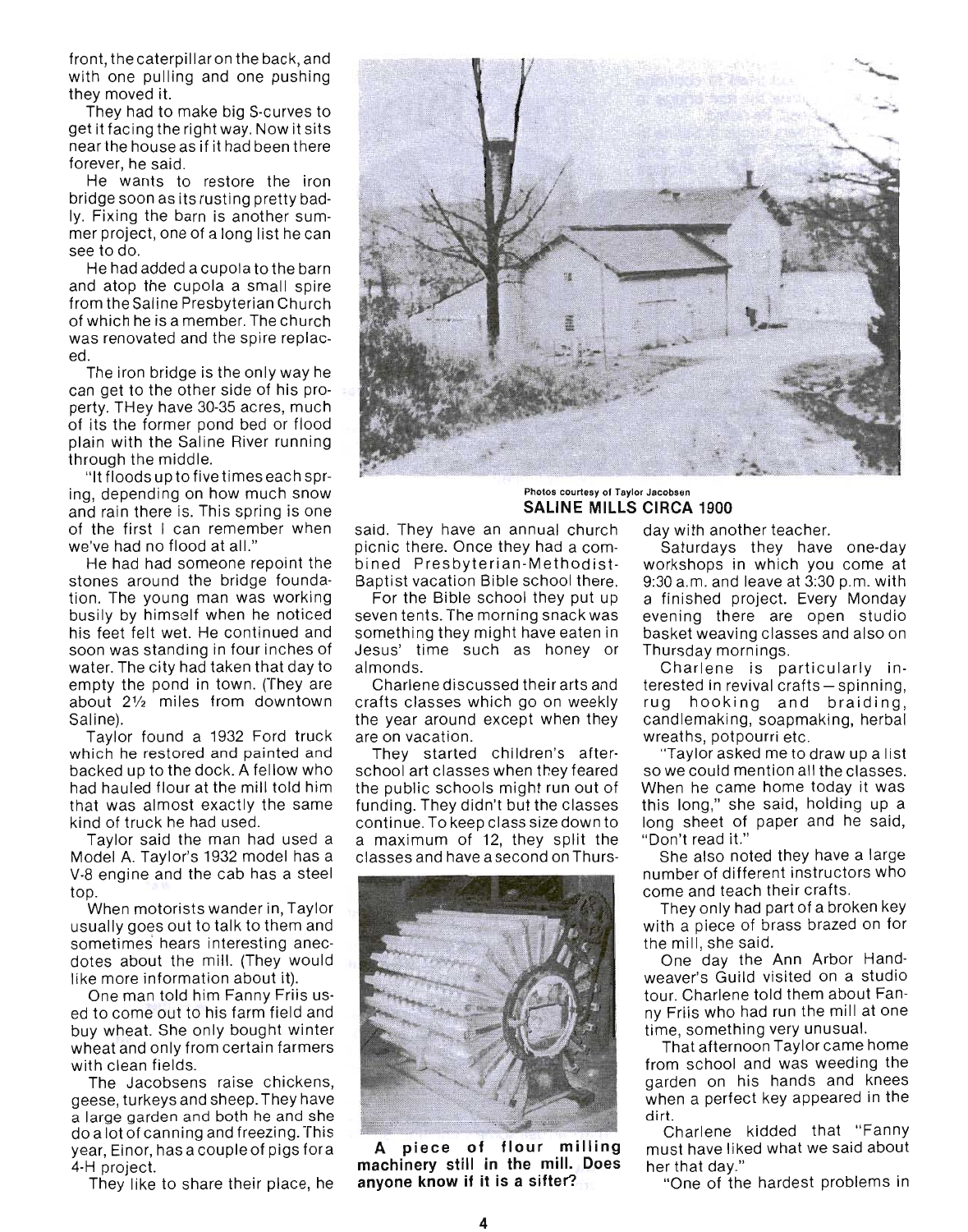front, the caterpillar on the back, and with one pulling and one pushing they moved it.

They had to make big S-curves to get it facing the right way. Now it sits near the house as if it had been there forever, he said.

He wants to restore the iron bridge soon as its rusting pretty badly. Fixing the barn is another summer project, one of a long list he can see to do.

He had added a cupola to the barn and atop the cupola a small spire from the Saline Presbyterian Church of which he is a member. The church was renovated and the spire replaced.

The iron bridge is the only way he can get to the other side of his property. THey have 30-35 acres, much of its the former pond bed or flood plain with the Saline River running through the middle.

"It floods up to five times each spring, depending on how much snow and rain there is. This spring is one of the first I can remember when we've had no flood at all."

He had had someone repoint the stones around the bridge foundation. The young man was working busily by himself when he noticed his feet felt wet. He continued and soon was standing in four inches of water. The city had taken that day to empty the pond in town. (They are about 2½ miles from downtown Saline).

Taylor found a 1932 Ford truck which he restored and painted and backed up to the dock. A fellow who had hauled flour at the mill told him that was almost exactly the same kind of truck he had used.

Taylor said the man had used a Model A. Taylor's 1932 model has a V-8 engine and the cab has a steel top.

When motorists wander in, Taylor usually goes out to talk to them and sometimes hears interesting anecdotes about the mill. (They would like more information about it).

One man told him Fanny Friis used to come out to his farm field and buy wheat. She only bought winter wheat and only from certain farmers with clean fields.

The Jacobsens raise chickens, geese, turkeys and sheep. They have a large garden and both he and she do a lot of canning and freezing. This year, Einor, has a couple of pigs for a 4-H project.

They like to share their place, he said. They have an annual church picnic there. Once they had a combined Presbyterian-Methodist-Baptist vacation Bible school there.

For the Bible school they put up seven tents. The morning snack was something they might have eaten in Jesus' time such as honey or almonds.

Charlene discussed their arts and crafts classes which go on weekly the year around except when they are on vacation.

They started children's after-school art classes when they feared the public schools might run out of funding. They didn't but the classes continue. To keep class size down to a maximum of 12, they split the classes and have a second on Thursday with another teacher.

Photos courtesy of Taylor Jacobsen

**SALINE MILLS CIRCA 1900**

**A piece of flour milling machinery still in the mill. Does anyone know if it is a sifter?**

Saturdays they have one-day workshops in which you come at 9:30 a.m. and leave at 3:30 p.m. with a finished project. Every Monday evening there are open studio basket weaving classes and also on Thursday mornings.

Charlene is particularly interested in revival crafts — spinning, rug hooking and braiding, candlemaking, soapmaking, herbal wreaths, potpourri etc.

"Taylor asked me to draw up a list so we could mention all the classes. When he came home today it was this long," she said, holding up a long sheet of paper and he said, "Don't read it."

She also noted they have a large number of different instructors who come and teach their crafts.

They only had part of a broken key with a piece of brass brazed on for the mill, she said.

One day the Ann Arbor Handweaver's Guild visited on a studio tour. Charlene told them about Fanny Friis who had run the mill at one time, something very unusual.

That afternoon Taylor came home from school and was weeding the garden on his hands and knees when a perfect key appeared in the dirt.

Charlene kidded that "Fanny must have liked what we said about her that day."

"One of the hardest problems in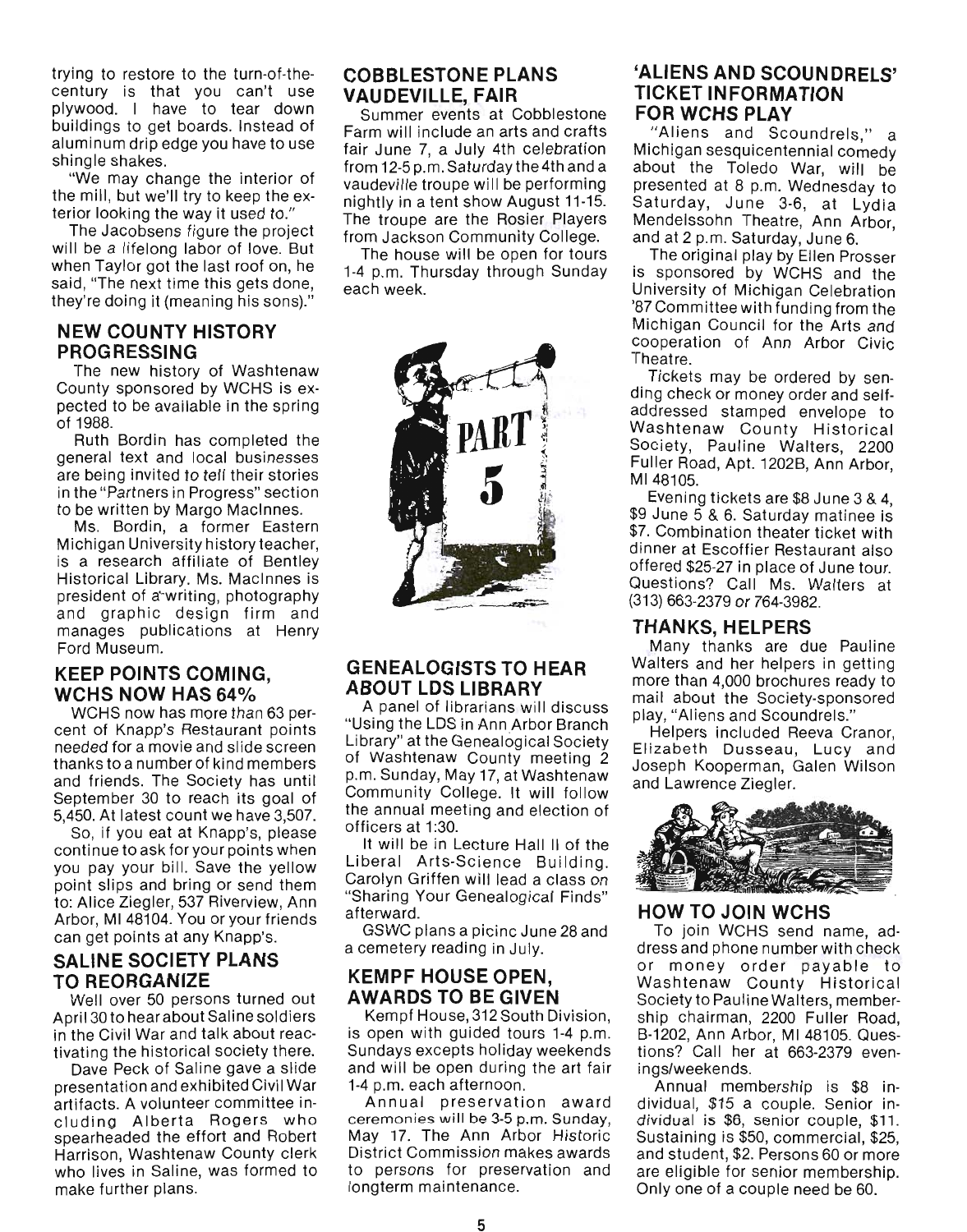trying to restore to the turn-of-the-century is that you can't use plywood. I have to tear down buildings to get boards. Instead of aluminum drip edge you have to use shingle shakes.

"We may change the interior of the mill, but we'll try to keep the exterior looking the way it used to."

The Jacobsens figure the project will be a lifelong labor of love. But when Taylor got the last roof on, he said, "The next time this gets done, they're doing it (meaning his sons)."

## NEW COUNTY HISTORY PROGRESSING

The new history of Washtenaw County sponsored by WCHS is expected to be available in the spring of 1988.

Ruth Bordin has completed the general text and local businesses are being invited to tell their stories in the "Partners in Progress" section to be written by Margo MacInnes.

Ms. Bordin, a former Eastern Michigan University history teacher, is a research affiliate of Bentley Historical Library. Ms. MacInnes is president of a writing, photography and graphic design firm and manages publications at Henry Ford Museum.

## KEEP POINTS COMING, WCHS NOW HAS 64%

WCHS now has more than 63 percent of Knapp's Restaurant points needed for a movie and slide screen thanks to a number of kind members and friends. The Society has until September 30 to reach its goal of 5,450. At latest count we have 3,507.

So, if you eat at Knapp's, please continue to ask for your points when you pay your bill. Save the yellow point slips and bring or send them to: Alice Ziegler, 537 Riverview, Ann Arbor, MI 48104. You or your friends can get points at any Knapp's.

## SALINE SOCIETY PLANS TO REORGANIZE

Well over 50 persons turned out April 30 to hear about Saline soldiers in the Civil War and talk about reactivating the historical society there.

Dave Peck of Saline gave a slide presentation and exhibited Civil War artifacts. A volunteer committee including Alberta Rogers who spearheaded the effort and Robert Harrison, Washtenaw County clerk who lives in Saline, was formed to make further plans.

## COBBLESTONE PLANS VAUDEVILLE, FAIR

Summer events at Cobblestone Farm will include an arts and crafts fair June 7, a July 4th celebration from 12-5 p.m. Saturday the 4th and a vaudeville troupe will be performing nightly in a tent show August 11-15. The troupe are the Rosier Players from Jackson Community College.

The house will be open for tours 1-4 p.m. Thursday through Sunday each week.

## GENEALOGISTS TO HEAR ABOUT LDS LIBRARY

A panel of librarians will discuss "Using the LDS in Ann Arbor Branch Library" at the Genealogical Society of Washtenaw County meeting 2 p.m. Sunday, May 17, at Washtenaw Community College. It will follow the annual meeting and election of officers at 1:30.

It will be in Lecture Hall II of the Liberal Arts-Science Building. Carolyn Griffen will lead a class on "Sharing Your Genealogical Finds" afterward.

GSWC plans a picinc June 28 and a cemetery reading in July.

## KEMPF HOUSE OPEN, AWARDS TO BE GIVEN

Kempf House, 312 South Division, is open with guided tours 1-4 p.m. Sundays excepts holiday weekends and will be open during the art fair 1-4 p.m. each afternoon.

Annual preservation award ceremonies will be 3-5 p.m. Sunday, May 17. The Ann Arbor Historic District Commission makes awards to persons for preservation and longterm maintenance.

## 'ALIENS AND SCOUNDRELS' TICKET INFORMATION FOR WCHS PLAY

"Aliens and Scoundrels," a Michigan sesquicentennial comedy about the Toledo War, will be presented at 8 p.m. Wednesday to Saturday, June 3-6, at Lydia Mendelssohn Theatre, Ann Arbor, and at 2 p.m. Saturday, June 6.

The original play by Ellen Prosser is sponsored by WCHS and the University of Michigan Celebration '87 Committee with funding from the Michigan Council for the Arts and cooperation of Ann Arbor Civic Theatre.

Tickets may be ordered by sending check or money order and self-addressed stamped envelope to Washtenaw County Historical Society, Pauline Walters, 2200 Fuller Road, Apt. 1202B, Ann Arbor, MI 48105.

Evening tickets are $8 June 3 & 4, $9 June 5 & 6. Saturday matinee is $7. Combination theater ticket with dinner at Escoffier Restaurant also offered $25-27 in place of June tour. Questions? Call Ms. Walters at (313) 663-2379 or 764-3982.

## THANKS, HELPERS

Many thanks are due Pauline Walters and her helpers in getting more than 4,000 brochures ready to mail about the Society-sponsored play, "Aliens and Scoundrels."

Helpers included Reeva Cranor, Elizabeth Dusseau, Lucy and Joseph Kooperman, Galen Wilson and Lawrence Ziegler.

## HOW TO JOIN WCHS

To join WCHS send name, address and phone number with check or money order payable to Washtenaw County Historical Society to Pauline Walters, membership chairman, 2200 Fuller Road, B-1202, Ann Arbor, MI 48105. Questions? Call her at 663-2379 evenings/weekends.

Annual membership is $8 individual, $15 a couple. Senior individual is $6, senior couple, $11. Sustaining is $50, commercial, $25, and student, $2. Persons 60 or more are eligible for senior membership. Only one of a couple need be 60.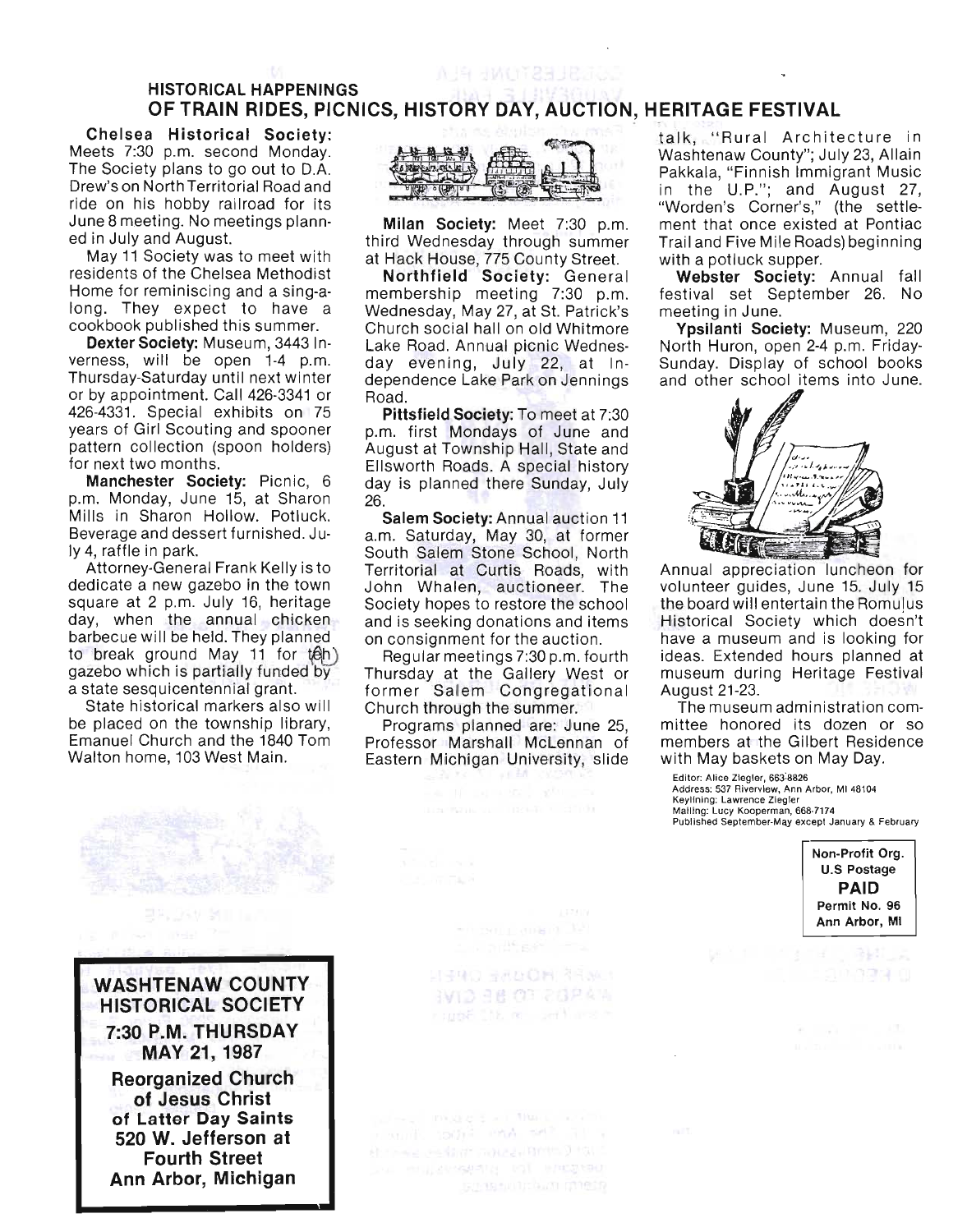## HISTORICAL HAPPENINGS
## OF TRAIN RIDES, PICNICS, HISTORY DAY, AUCTION, HERITAGE FESTIVAL

**Chelsea Historical Society:** Meets 7:30 p.m. second Monday. The Society plans to go out to D.A. Drew's on North Territorial Road and ride on his hobby railroad for its June 8 meeting. No meetings planned in July and August.

May 11 Society was to meet with residents of the Chelsea Methodist Home for reminiscing and a sing-a-long. They expect to have a cookbook published this summer.

**Dexter Society:** Museum, 3443 Inverness, will be open 1-4 p.m. Thursday-Saturday until next winter or by appointment. Call 426-3341 or 426-4331. Special exhibits on 75 years of Girl Scouting and spooner pattern collection (spoon holders) for next two months.

**Manchester Society:** Picnic, 6 p.m. Monday, June 15, at Sharon Mills in Sharon Hollow. Potluck. Beverage and dessert furnished. July 4, raffle in park.

Attorney-General Frank Kelly is to dedicate a new gazebo in the town square at 2 p.m. July 16, heritage day, when the annual chicken barbecue will be held. They planned to break ground May 11 for the gazebo which is partially funded by a state sesquicentennial grant.

State historical markers also will be placed on the township library, Emanuel Church and the 1840 Tom Walton home, 103 West Main.

**Milan Society:** Meet 7:30 p.m. third Wednesday through summer at Hack House, 775 County Street.

**Northfield Society:** General membership meeting 7:30 p.m. Wednesday, May 27, at St. Patrick's Church social hall on old Whitmore Lake Road. Annual picnic Wednesday evening, July 22, at Independence Lake Park on Jennings Road.

**Pittsfield Society:** To meet at 7:30 p.m. first Mondays of June and August at Township Hall, State and Ellsworth Roads. A special history day is planned there Sunday, July 26.

**Salem Society:** Annual auction 11 a.m. Saturday, May 30, at former South Salem Stone School, North Territorial at Curtis Roads, with John Whalen, auctioneer. The Society hopes to restore the school and is seeking donations and items on consignment for the auction.

Regular meetings 7:30 p.m. fourth Thursday at the Gallery West or former Salem Congregational Church through the summer.

Programs planned are: June 25, Professor Marshall McLennan of Eastern Michigan University, slide talk, "Rural Architecture in Washtenaw County"; July 23, Allain Pakkala, "Finnish Immigrant Music in the U.P."; and August 27, "Worden's Corner's," (the settlement that once existed at Pontiac Trail and Five Mile Roads) beginning with a potluck supper.

**Webster Society:** Annual fall festival set September 26. No meeting in June.

**Ypsilanti Society:** Museum, 220 North Huron, open 2-4 p.m. Friday-Sunday. Display of school books and other school items into June.

Annual appreciation luncheon for volunteer guides, June 15. July 15 the board will entertain the Romulus Historical Society which doesn't have a museum and is looking for ideas. Extended hours planned at museum during Heritage Festival August 21-23.

The museum administration committee honored its dozen or so members at the Gilbert Residence with May baskets on May Day.

Editor: Alice Ziegler, 663-8826
Address: 537 Riverview, Ann Arbor, MI 48104
Keylining: Lawrence Ziegler
Mailing: Lucy Kooperman, 668-7174
Published September-May except January & February

Non-Profit Org.
U.S Postage
**PAID**
Permit No. 96
Ann Arbor, MI

**WASHTENAW COUNTY HISTORICAL SOCIETY**
**7:30 P.M. THURSDAY MAY 21, 1987**
**Reorganized Church of Jesus Christ of Latter Day Saints**
**520 W. Jefferson at Fourth Street**
**Ann Arbor, Michigan**